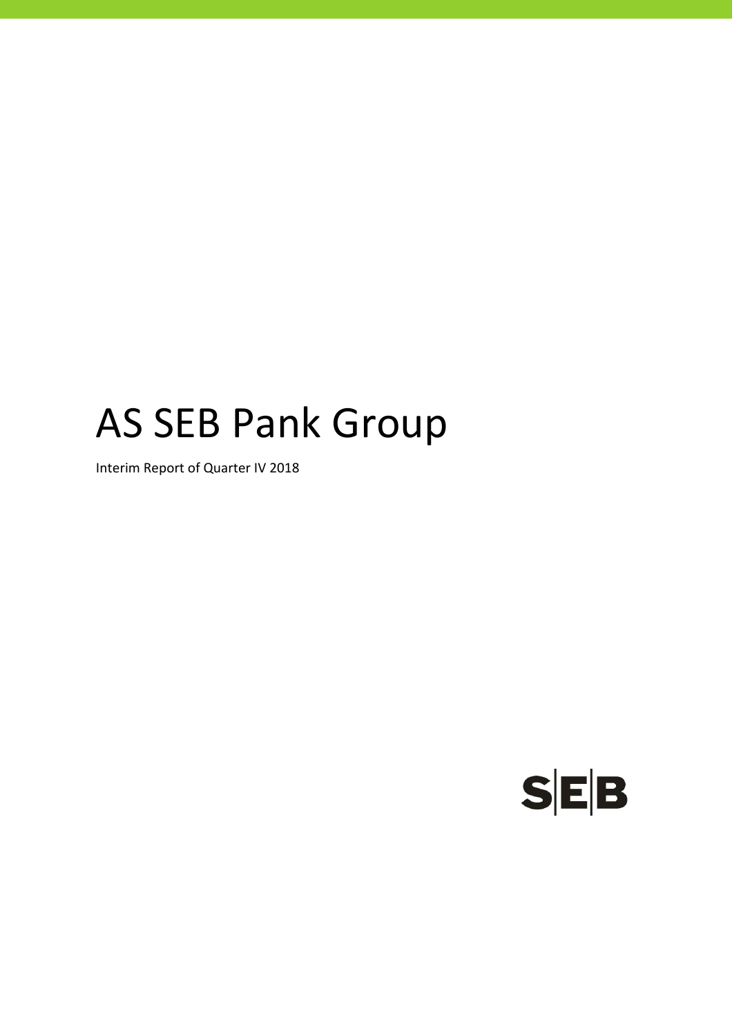# AS SEB Pank Group

Interim Report of Quarter IV 2018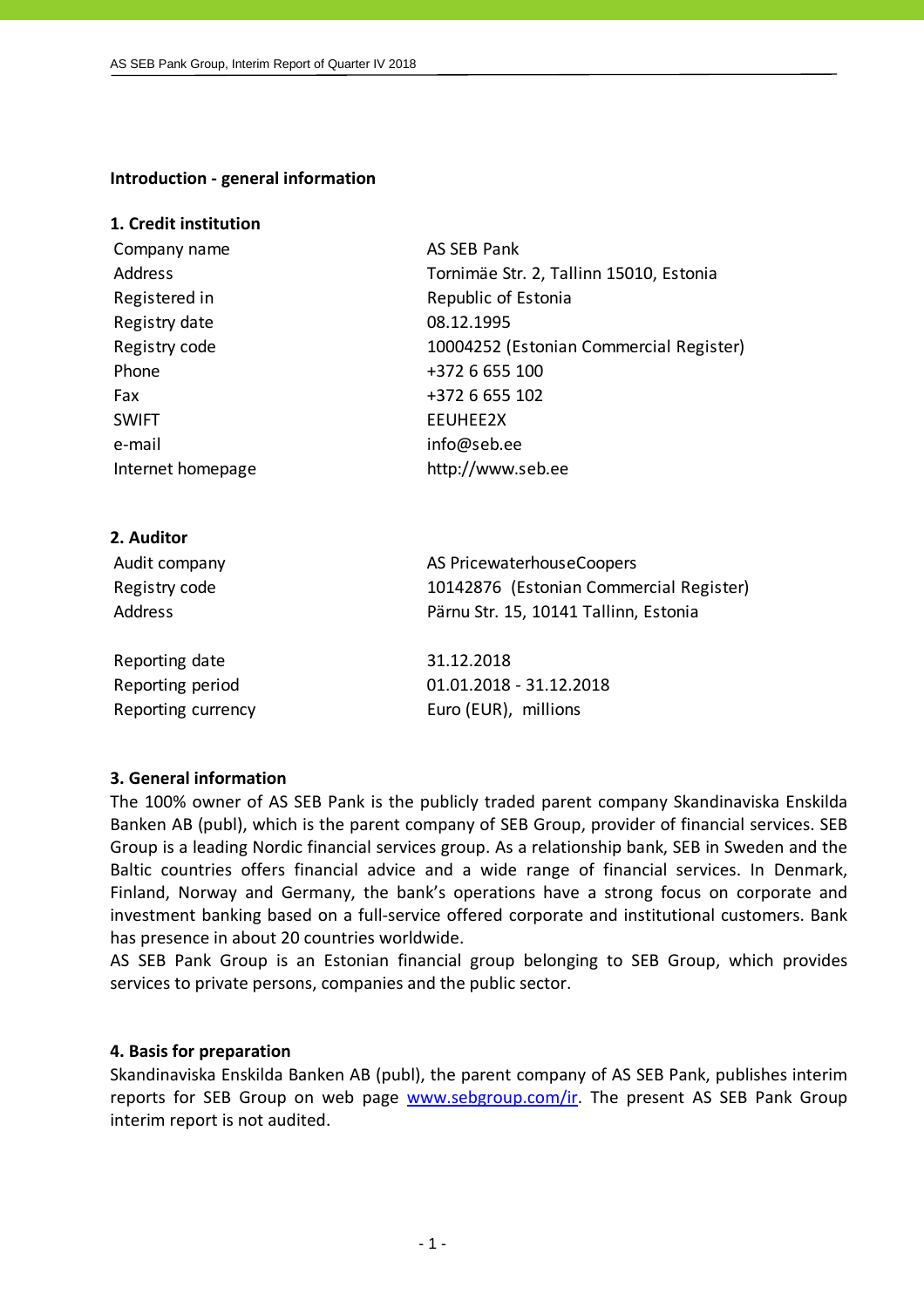## Introduction - general information

### 1. Credit institution

| | |
|---|---|
| Company name | AS SEB Pank |
| Address | Tornimäe Str. 2, Tallinn 15010, Estonia |
| Registered in | Republic of Estonia |
| Registry date | 08.12.1995 |
| Registry code | 10004252 (Estonian Commercial Register) |
| Phone | +372 6 655 100 |
| Fax | +372 6 655 102 |
| SWIFT | EEUHEE2X |
| e-mail | info@seb.ee |
| Internet homepage | http://www.seb.ee |

### 2. Auditor

| | |
|---|---|
| Audit company | AS PricewaterhouseCoopers |
| Registry code | 10142876 (Estonian Commercial Register) |
| Address | Pärnu Str. 15, 10141 Tallinn, Estonia |
| | |
| Reporting date | 31.12.2018 |
| Reporting period | 01.01.2018 - 31.12.2018 |
| Reporting currency | Euro (EUR), millions |

### 3. General information

The 100% owner of AS SEB Pank is the publicly traded parent company Skandinaviska Enskilda Banken AB (publ), which is the parent company of SEB Group, provider of financial services. SEB Group is a leading Nordic financial services group. As a relationship bank, SEB in Sweden and the Baltic countries offers financial advice and a wide range of financial services. In Denmark, Finland, Norway and Germany, the bank's operations have a strong focus on corporate and investment banking based on a full-service offered corporate and institutional customers. Bank has presence in about 20 countries worldwide.

AS SEB Pank Group is an Estonian financial group belonging to SEB Group, which provides services to private persons, companies and the public sector.

### 4. Basis for preparation

Skandinaviska Enskilda Banken AB (publ), the parent company of AS SEB Pank, publishes interim reports for SEB Group on web page [www.sebgroup.com/ir](http://www.sebgroup.com/ir). The present AS SEB Pank Group interim report is not audited.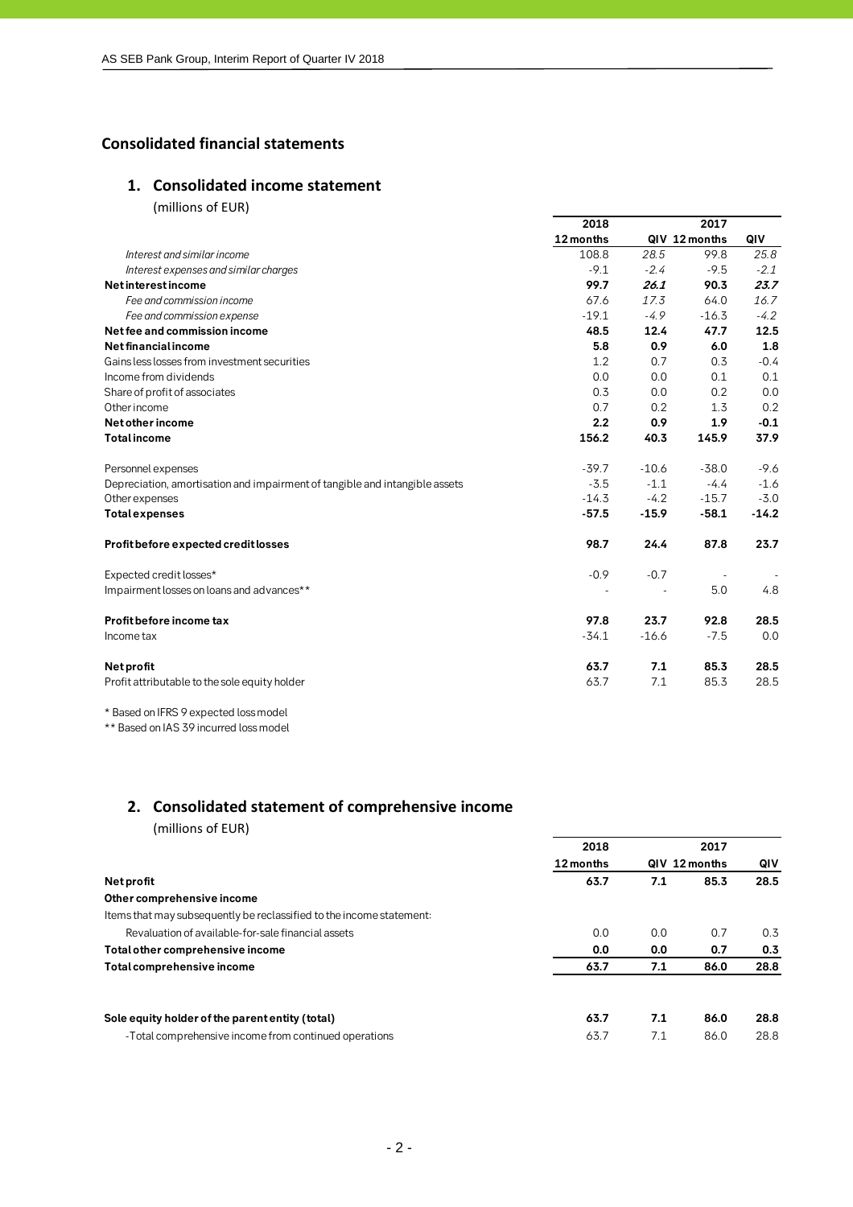# Consolidated financial statements

## 1. Consolidated income statement

(millions of EUR)

| | 2018 | | 2017 | |
|---|---|---|---|---|
| | 12 months | QIV | 12 months | QIV |
| *Interest and similar income* | 108.8 | *28.5* | 99.8 | *25.8* |
| *Interest expenses and similar charges* | -9.1 | *-2.4* | -9.5 | *-2.1* |
| **Net interest income** | **99.7** | ***26.1*** | **90.3** | ***23.7*** |
| *Fee and commission income* | 67.6 | *17.3* | 64.0 | *16.7* |
| *Fee and commission expense* | -19.1 | *-4.9* | -16.3 | *-4.2* |
| **Net fee and commission income** | **48.5** | **12.4** | **47.7** | **12.5** |
| **Net financial income** | **5.8** | **0.9** | **6.0** | **1.8** |
| Gains less losses from investment securities | 1.2 | 0.7 | 0.3 | -0.4 |
| Income from dividends | 0.0 | 0.0 | 0.1 | 0.1 |
| Share of profit of associates | 0.3 | 0.0 | 0.2 | 0.0 |
| Other income | 0.7 | 0.2 | 1.3 | 0.2 |
| **Net other income** | **2.2** | **0.9** | **1.9** | **-0.1** |
| **Total income** | **156.2** | **40.3** | **145.9** | **37.9** |
| | | | | |
| Personnel expenses | -39.7 | -10.6 | -38.0 | -9.6 |
| Depreciation, amortisation and impairment of tangible and intangible assets | -3.5 | -1.1 | -4.4 | -1.6 |
| Other expenses | -14.3 | -4.2 | -15.7 | -3.0 |
| **Total expenses** | **-57.5** | **-15.9** | **-58.1** | **-14.2** |
| | | | | |
| **Profit before expected credit losses** | **98.7** | **24.4** | **87.8** | **23.7** |
| | | | | |
| Expected credit losses* | -0.9 | -0.7 | - | - |
| Impairment losses on loans and advances** | - | - | 5.0 | 4.8 |
| | | | | |
| **Profit before income tax** | **97.8** | **23.7** | **92.8** | **28.5** |
| Income tax | -34.1 | -16.6 | -7.5 | 0.0 |
| | | | | |
| **Net profit** | **63.7** | **7.1** | **85.3** | **28.5** |
| Profit attributable to the sole equity holder | 63.7 | 7.1 | 85.3 | 28.5 |

\* Based on IFRS 9 expected loss model

\*\* Based on IAS 39 incurred loss model

## 2. Consolidated statement of comprehensive income

(millions of EUR)

| | 2018 | | 2017 | |
|---|---|---|---|---|
| | 12 months | QIV | 12 months | QIV |
| **Net profit** | **63.7** | **7.1** | **85.3** | **28.5** |
| **Other comprehensive income** | | | | |
| Items that may subsequently be reclassified to the income statement: | | | | |
| Revaluation of available-for-sale financial assets | 0.0 | 0.0 | 0.7 | 0.3 |
| **Total other comprehensive income** | **0.0** | **0.0** | **0.7** | **0.3** |
| **Total comprehensive income** | **63.7** | **7.1** | **86.0** | **28.8** |
| | | | | |
| **Sole equity holder of the parent entity (total)** | **63.7** | **7.1** | **86.0** | **28.8** |
| -Total comprehensive income from continued operations | 63.7 | 7.1 | 86.0 | 28.8 |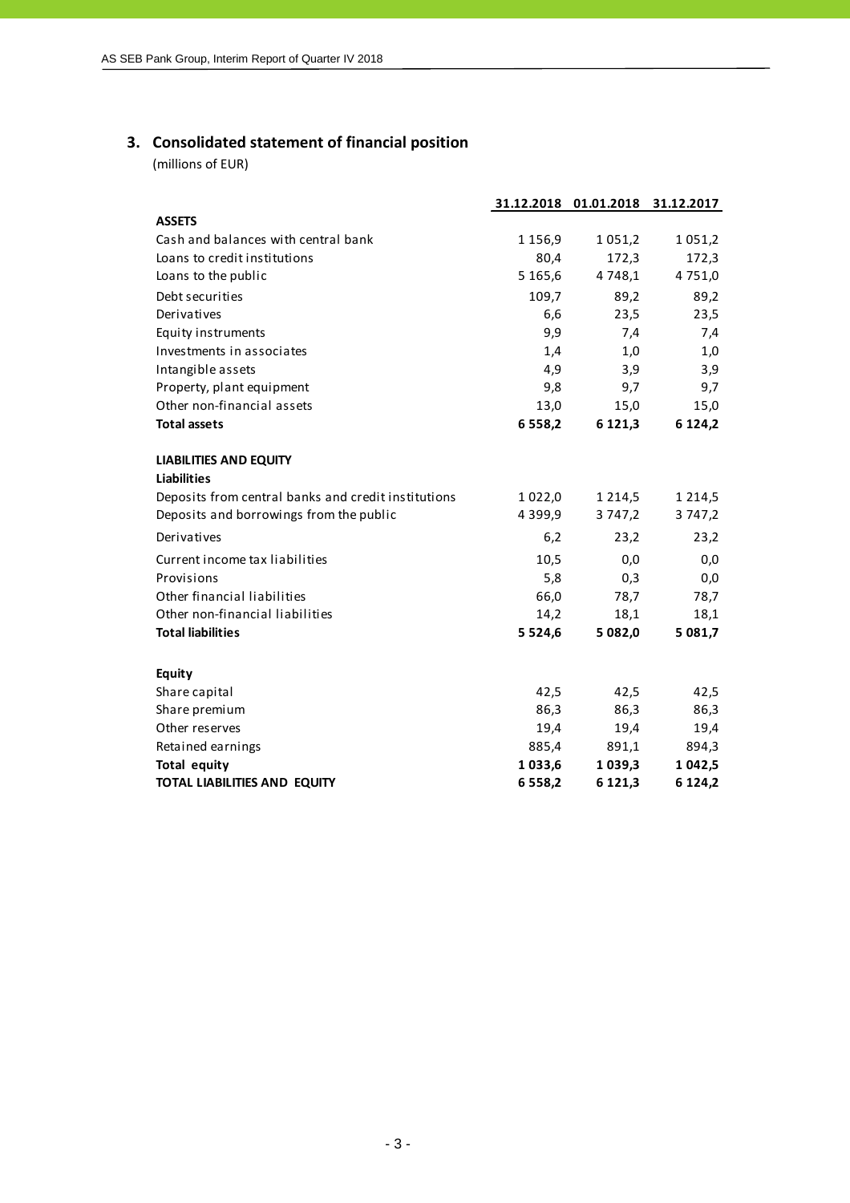## 3. Consolidated statement of financial position

(millions of EUR)

| | 31.12.2018 | 01.01.2018 | 31.12.2017 |
|---|---|---|---|
| **ASSETS** | | | |
| Cash and balances with central bank | 1 156,9 | 1 051,2 | 1 051,2 |
| Loans to credit institutions | 80,4 | 172,3 | 172,3 |
| Loans to the public | 5 165,6 | 4 748,1 | 4 751,0 |
| Debt securities | 109,7 | 89,2 | 89,2 |
| Derivatives | 6,6 | 23,5 | 23,5 |
| Equity instruments | 9,9 | 7,4 | 7,4 |
| Investments in associates | 1,4 | 1,0 | 1,0 |
| Intangible assets | 4,9 | 3,9 | 3,9 |
| Property, plant equipment | 9,8 | 9,7 | 9,7 |
| Other non-financial assets | 13,0 | 15,0 | 15,0 |
| **Total assets** | **6 558,2** | **6 121,3** | **6 124,2** |
| | | | |
| **LIABILITIES AND EQUITY** | | | |
| **Liabilities** | | | |
| Deposits from central banks and credit institutions | 1 022,0 | 1 214,5 | 1 214,5 |
| Deposits and borrowings from the public | 4 399,9 | 3 747,2 | 3 747,2 |
| Derivatives | 6,2 | 23,2 | 23,2 |
| Current income tax liabilities | 10,5 | 0,0 | 0,0 |
| Provisions | 5,8 | 0,3 | 0,0 |
| Other financial liabilities | 66,0 | 78,7 | 78,7 |
| Other non-financial liabilities | 14,2 | 18,1 | 18,1 |
| **Total liabilities** | **5 524,6** | **5 082,0** | **5 081,7** |
| | | | |
| **Equity** | | | |
| Share capital | 42,5 | 42,5 | 42,5 |
| Share premium | 86,3 | 86,3 | 86,3 |
| Other reserves | 19,4 | 19,4 | 19,4 |
| Retained earnings | 885,4 | 891,1 | 894,3 |
| **Total equity** | **1 033,6** | **1 039,3** | **1 042,5** |
| **TOTAL LIABILITIES AND EQUITY** | **6 558,2** | **6 121,3** | **6 124,2** |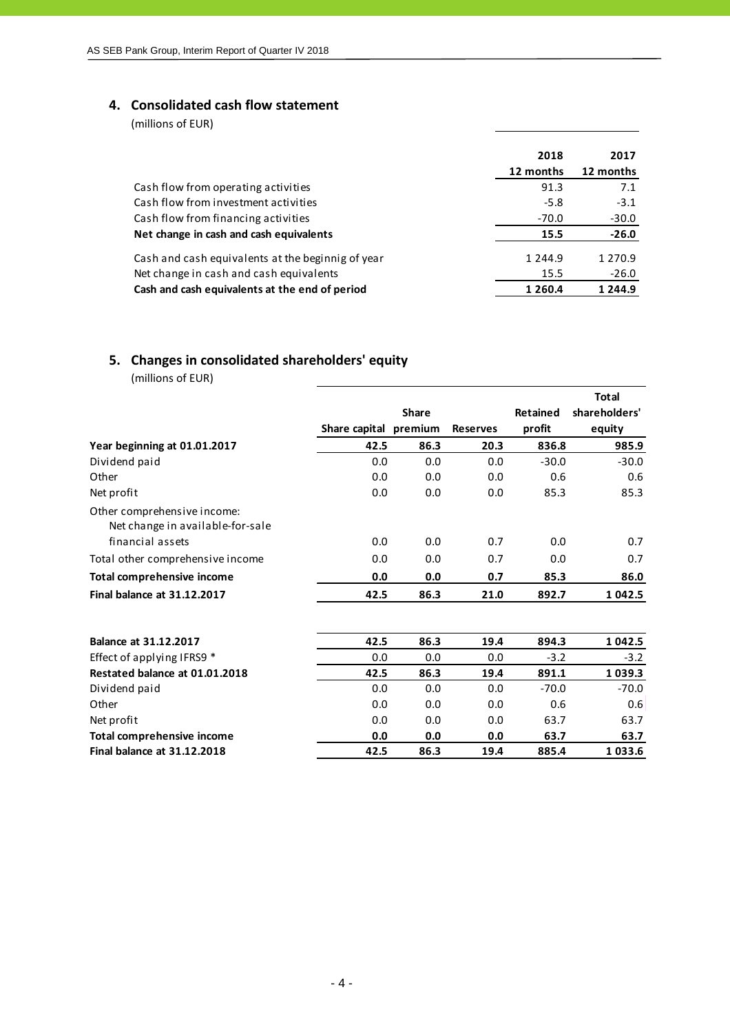## 4. Consolidated cash flow statement

(millions of EUR)

| | 2018<br>12 months | 2017<br>12 months |
|---|---|---|
| Cash flow from operating activities | 91.3 | 7.1 |
| Cash flow from investment activities | -5.8 | -3.1 |
| Cash flow from financing activities | -70.0 | -30.0 |
| **Net change in cash and cash equivalents** | **15.5** | **-26.0** |
| Cash and cash equivalents at the beginnig of year | 1 244.9 | 1 270.9 |
| Net change in cash and cash equivalents | 15.5 | -26.0 |
| **Cash and cash equivalents at the end of period** | **1 260.4** | **1 244.9** |

## 5. Changes in consolidated shareholders' equity

(millions of EUR)

| | Share capital | Share premium | Reserves | Retained profit | Total shareholders' equity |
|---|---|---|---|---|---|
| **Year beginning at 01.01.2017** | **42.5** | **86.3** | **20.3** | **836.8** | **985.9** |
| Dividend paid | 0.0 | 0.0 | 0.0 | -30.0 | -30.0 |
| Other | 0.0 | 0.0 | 0.0 | 0.6 | 0.6 |
| Net profit | 0.0 | 0.0 | 0.0 | 85.3 | 85.3 |
| Other comprehensive income: Net change in available-for-sale financial assets | 0.0 | 0.0 | 0.7 | 0.0 | 0.7 |
| Total other comprehensive income | 0.0 | 0.0 | 0.7 | 0.0 | 0.7 |
| **Total comprehensive income** | **0.0** | **0.0** | **0.7** | **85.3** | **86.0** |
| **Final balance at 31.12.2017** | **42.5** | **86.3** | **21.0** | **892.7** | **1 042.5** |
| | | | | | |
| **Balance at 31.12.2017** | **42.5** | **86.3** | **19.4** | **894.3** | **1 042.5** |
| Effect of applying IFRS9 * | 0.0 | 0.0 | 0.0 | -3.2 | -3.2 |
| **Restated balance at 01.01.2018** | **42.5** | **86.3** | **19.4** | **891.1** | **1 039.3** |
| Dividend paid | 0.0 | 0.0 | 0.0 | -70.0 | -70.0 |
| Other | 0.0 | 0.0 | 0.0 | 0.6 | 0.6 |
| Net profit | 0.0 | 0.0 | 0.0 | 63.7 | 63.7 |
| **Total comprehensive income** | **0.0** | **0.0** | **0.0** | **63.7** | **63.7** |
| **Final balance at 31.12.2018** | **42.5** | **86.3** | **19.4** | **885.4** | **1 033.6** |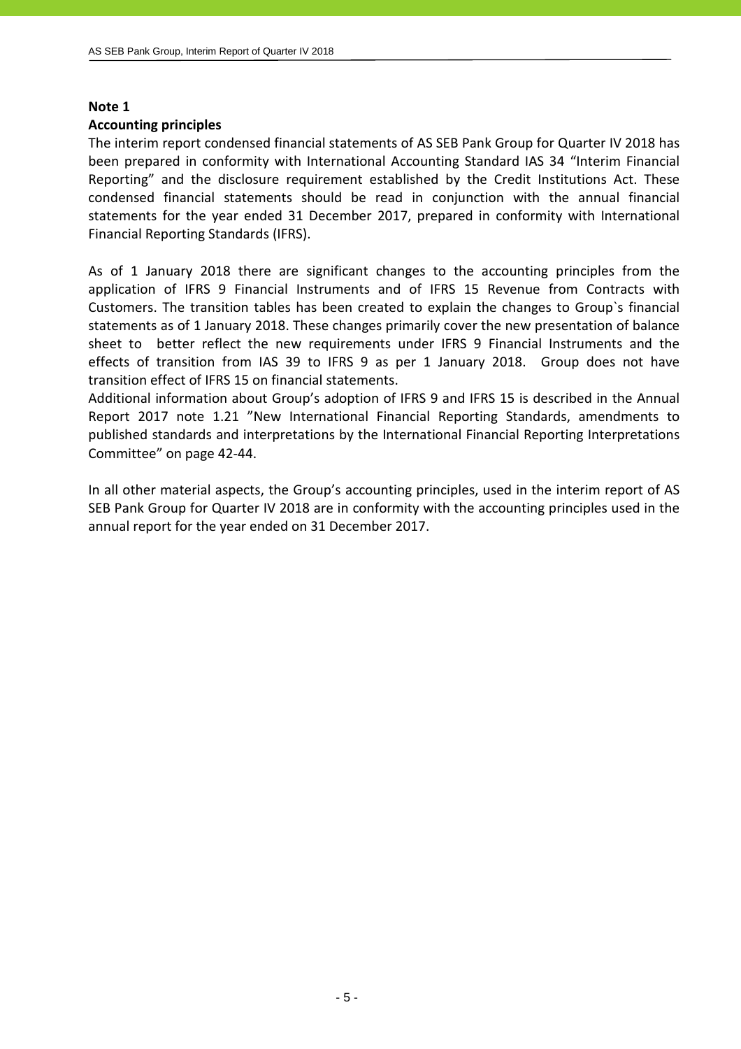**Note 1**

**Accounting principles**

The interim report condensed financial statements of AS SEB Pank Group for Quarter IV 2018 has been prepared in conformity with International Accounting Standard IAS 34 "Interim Financial Reporting" and the disclosure requirement established by the Credit Institutions Act. These condensed financial statements should be read in conjunction with the annual financial statements for the year ended 31 December 2017, prepared in conformity with International Financial Reporting Standards (IFRS).

As of 1 January 2018 there are significant changes to the accounting principles from the application of IFRS 9 Financial Instruments and of IFRS 15 Revenue from Contracts with Customers. The transition tables has been created to explain the changes to Group`s financial statements as of 1 January 2018. These changes primarily cover the new presentation of balance sheet to better reflect the new requirements under IFRS 9 Financial Instruments and the effects of transition from IAS 39 to IFRS 9 as per 1 January 2018. Group does not have transition effect of IFRS 15 on financial statements.

Additional information about Group's adoption of IFRS 9 and IFRS 15 is described in the Annual Report 2017 note 1.21 "New International Financial Reporting Standards, amendments to published standards and interpretations by the International Financial Reporting Interpretations Committee" on page 42-44.

In all other material aspects, the Group's accounting principles, used in the interim report of AS SEB Pank Group for Quarter IV 2018 are in conformity with the accounting principles used in the annual report for the year ended on 31 December 2017.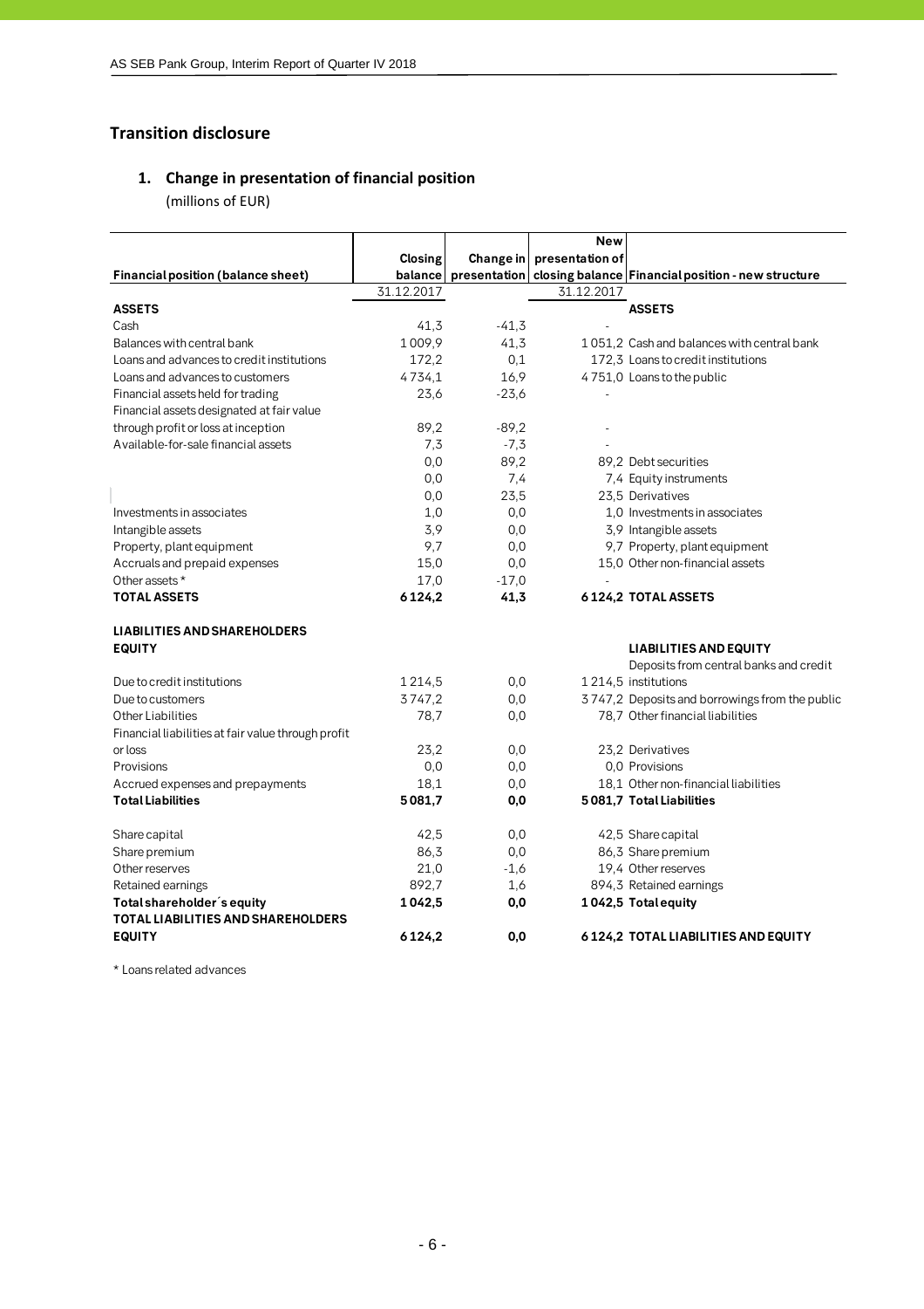## Transition disclosure

### 1. Change in presentation of financial position

(millions of EUR)

| Financial position (balance sheet) | Closing balance | Change in presentation | New presentation of closing balance | Financial position - new structure |
|---|---|---|---|---|
| | 31.12.2017 | | 31.12.2017 | |
| **ASSETS** | | | | **ASSETS** |
| Cash | 41,3 | -41,3 | - | |
| Balances with central bank | 1 009,9 | 41,3 | 1 051,2 | Cash and balances with central bank |
| Loans and advances to credit institutions | 172,2 | 0,1 | 172,3 | Loans to credit institutions |
| Loans and advances to customers | 4 734,1 | 16,9 | 4 751,0 | Loans to the public |
| Financial assets held for trading | 23,6 | -23,6 | - | |
| Financial assets designated at fair value through profit or loss at inception | 89,2 | -89,2 | - | |
| Available-for-sale financial assets | 7,3 | -7,3 | - | |
| | 0,0 | 89,2 | 89,2 | Debt securities |
| | 0,0 | 7,4 | 7,4 | Equity instruments |
| | 0,0 | 23,5 | 23,5 | Derivatives |
| Investments in associates | 1,0 | 0,0 | 1,0 | Investments in associates |
| Intangible assets | 3,9 | 0,0 | 3,9 | Intangible assets |
| Property, plant equipment | 9,7 | 0,0 | 9,7 | Property, plant equipment |
| Accruals and prepaid expenses | 15,0 | 0,0 | 15,0 | Other non-financial assets |
| Other assets * | 17,0 | -17,0 | - | |
| **TOTAL ASSETS** | **6 124,2** | **41,3** | **6 124,2** | **TOTAL ASSETS** |
| | | | | |
| **LIABILITIES AND SHAREHOLDERS EQUITY** | | | | **LIABILITIES AND EQUITY** |
| Due to credit institutions | 1 214,5 | 0,0 | 1 214,5 | Deposits from central banks and credit institutions |
| Due to customers | 3 747,2 | 0,0 | 3 747,2 | Deposits and borrowings from the public |
| Other Liabilities | 78,7 | 0,0 | 78,7 | Other financial liabilities |
| Financial liabilities at fair value through profit or loss | 23,2 | 0,0 | 23,2 | Derivatives |
| Provisions | 0,0 | 0,0 | 0,0 | Provisions |
| Accrued expenses and prepayments | 18,1 | 0,0 | 18,1 | Other non-financial liabilities |
| **Total Liabilities** | **5 081,7** | **0,0** | **5 081,7** | **Total Liabilities** |
| | | | | |
| Share capital | 42,5 | 0,0 | 42,5 | Share capital |
| Share premium | 86,3 | 0,0 | 86,3 | Share premium |
| Other reserves | 21,0 | -1,6 | 19,4 | Other reserves |
| Retained earnings | 892,7 | 1,6 | 894,3 | Retained earnings |
| **Total shareholder´s equity** | **1 042,5** | **0,0** | **1 042,5** | **Total equity** |
| **TOTAL LIABILITIES AND SHAREHOLDERS EQUITY** | **6 124,2** | **0,0** | **6 124,2** | **TOTAL LIABILITIES AND EQUITY** |

* Loans related advances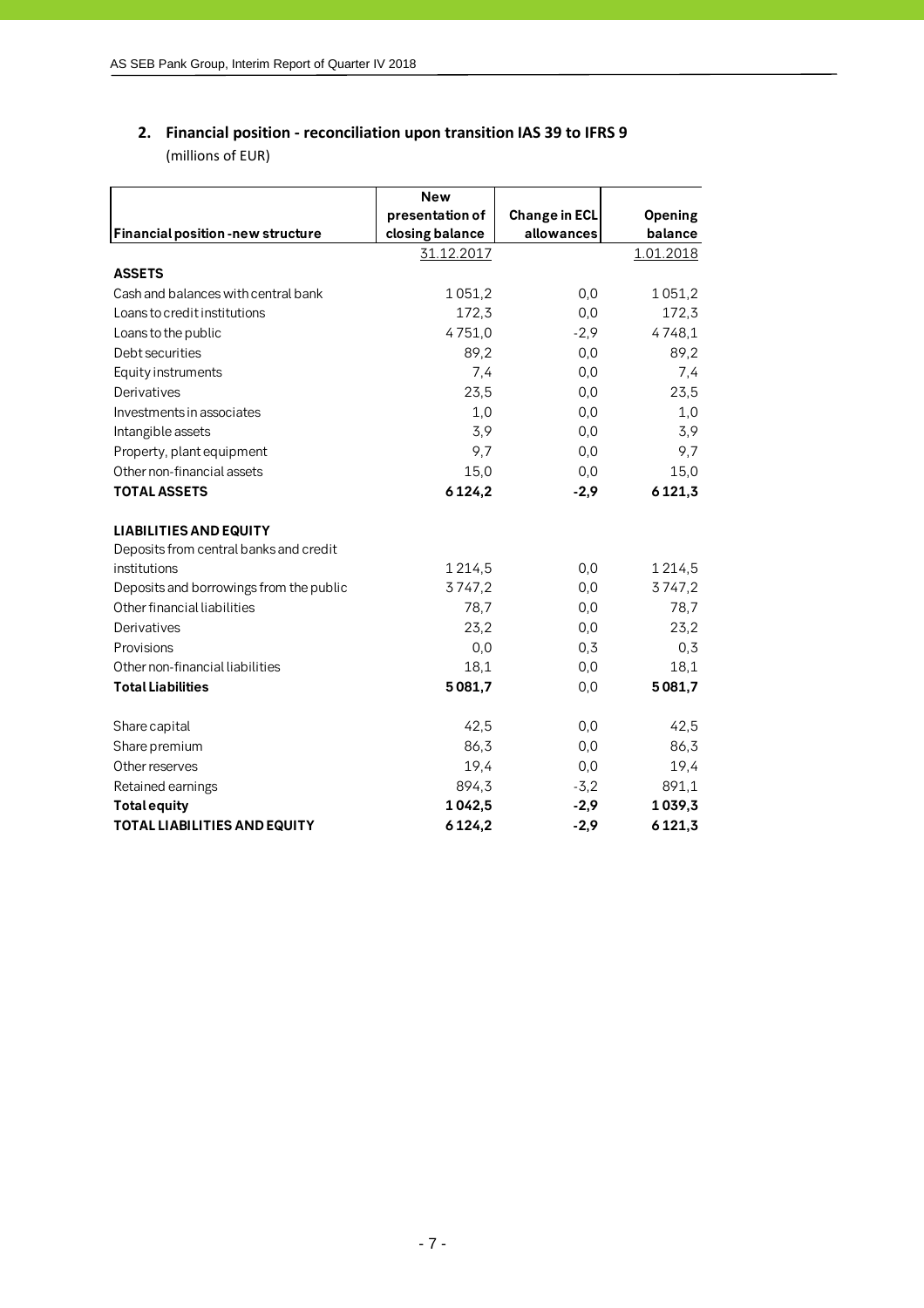## 2. Financial position - reconciliation upon transition IAS 39 to IFRS 9

(millions of EUR)

| Financial position -new structure | New presentation of closing balance | Change in ECL allowances | Opening balance |
|---|---|---|---|
| | 31.12.2017 | | 1.01.2018 |
| **ASSETS** | | | |
| Cash and balances with central bank | 1 051,2 | 0,0 | 1 051,2 |
| Loans to credit institutions | 172,3 | 0,0 | 172,3 |
| Loans to the public | 4 751,0 | -2,9 | 4 748,1 |
| Debt securities | 89,2 | 0,0 | 89,2 |
| Equity instruments | 7,4 | 0,0 | 7,4 |
| Derivatives | 23,5 | 0,0 | 23,5 |
| Investments in associates | 1,0 | 0,0 | 1,0 |
| Intangible assets | 3,9 | 0,0 | 3,9 |
| Property, plant equipment | 9,7 | 0,0 | 9,7 |
| Other non-financial assets | 15,0 | 0,0 | 15,0 |
| **TOTAL ASSETS** | **6 124,2** | **-2,9** | **6 121,3** |
| | | | |
| **LIABILITIES AND EQUITY** | | | |
| Deposits from central banks and credit institutions | 1 214,5 | 0,0 | 1 214,5 |
| Deposits and borrowings from the public | 3 747,2 | 0,0 | 3 747,2 |
| Other financial liabilities | 78,7 | 0,0 | 78,7 |
| Derivatives | 23,2 | 0,0 | 23,2 |
| Provisions | 0,0 | 0,3 | 0,3 |
| Other non-financial liabilities | 18,1 | 0,0 | 18,1 |
| **Total Liabilities** | **5 081,7** | 0,0 | **5 081,7** |
| | | | |
| Share capital | 42,5 | 0,0 | 42,5 |
| Share premium | 86,3 | 0,0 | 86,3 |
| Other reserves | 19,4 | 0,0 | 19,4 |
| Retained earnings | 894,3 | -3,2 | 891,1 |
| **Total equity** | **1 042,5** | **-2,9** | **1 039,3** |
| **TOTAL LIABILITIES AND EQUITY** | **6 124,2** | **-2,9** | **6 121,3** |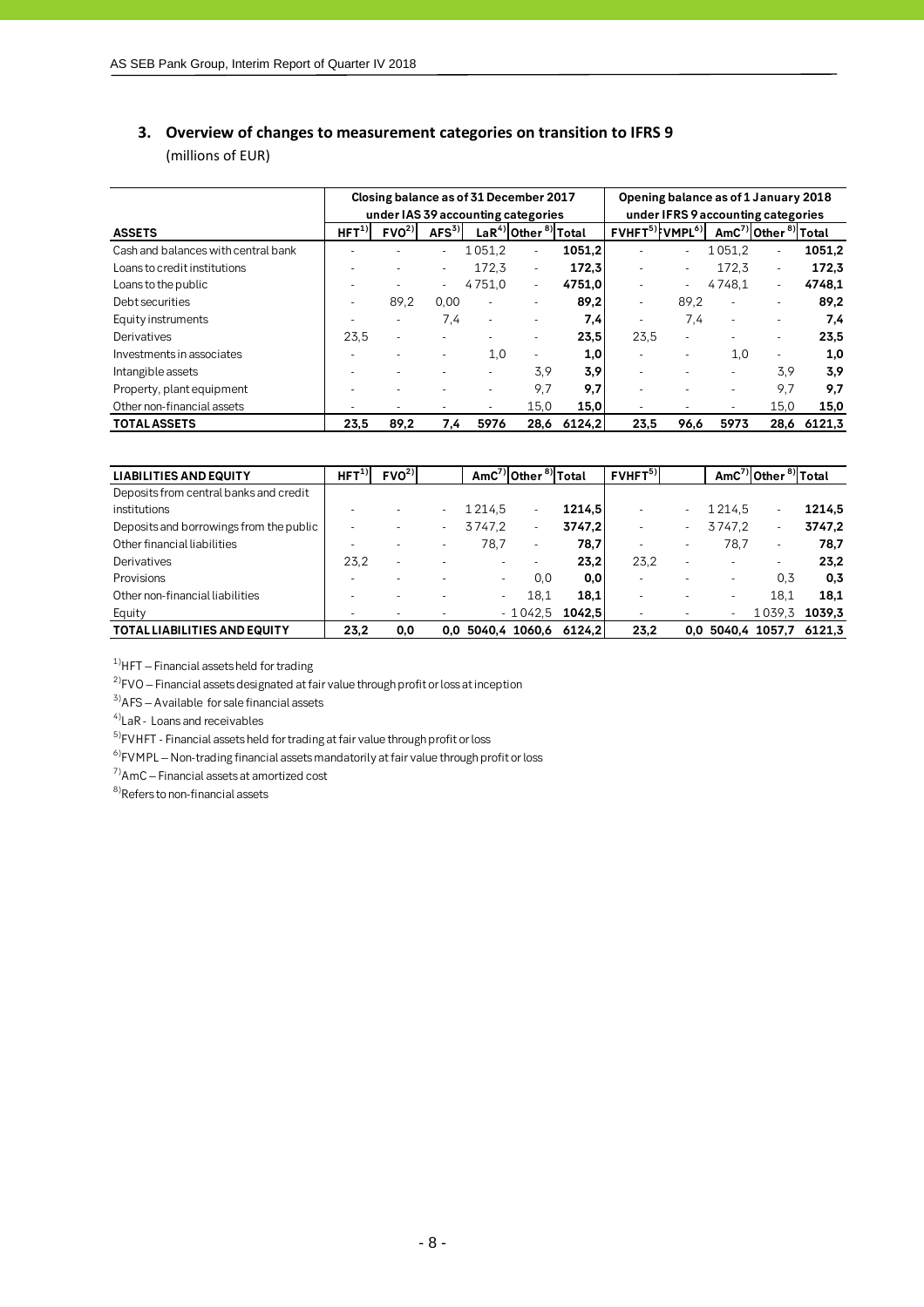## 3. Overview of changes to measurement categories on transition to IFRS 9

(millions of EUR)

| | Closing balance as of 31 December 2017 under IAS 39 accounting categories | | | | | | Opening balance as of 1 January 2018 under IFRS 9 accounting categories | | | | |
|---|---|---|---|---|---|---|---|---|---|---|---|
| **ASSETS** | HFT[1] | FVO[2] | AFS[3] | LaR[4] | Other[8] | Total | FVHFT[5] | FVMPL[6] | AmC[7] | Other[8] | Total |
| Cash and balances with central bank | - | - | - | 1 051,2 | - | **1051,2** | - | - | 1 051,2 | - | **1051,2** |
| Loans to credit institutions | - | - | - | 172,3 | - | **172,3** | - | - | 172,3 | - | **172,3** |
| Loans to the public | - | - | - | 4 751,0 | - | **4751,0** | - | - | 4 748,1 | - | **4748,1** |
| Debt securities | - | 89,2 | 0,00 | - | - | **89,2** | - | 89,2 | - | - | **89,2** |
| Equity instruments | - | - | 7,4 | - | - | **7,4** | - | 7,4 | - | - | **7,4** |
| Derivatives | 23,5 | - | - | - | - | **23,5** | 23,5 | - | - | - | **23,5** |
| Investments in associates | - | - | - | 1,0 | - | **1,0** | - | - | 1,0 | - | **1,0** |
| Intangible assets | - | - | - | - | 3,9 | **3,9** | - | - | - | 3,9 | **3,9** |
| Property, plant equipment | - | - | - | - | 9,7 | **9,7** | - | - | - | 9,7 | **9,7** |
| Other non-financial assets | - | - | - | - | 15,0 | **15,0** | - | - | - | 15,0 | **15,0** |
| **TOTAL ASSETS** | **23,5** | **89,2** | **7,4** | **5976** | **28,6** | **6124,2** | **23,5** | **96,6** | **5973** | **28,6** | **6121,3** |

| **LIABILITIES AND EQUITY** | HFT[1] | FVO[2] | | AmC[7] | Other[8] | Total | FVHFT[5] | | AmC[7] | Other[8] | Total |
|---|---|---|---|---|---|---|---|---|---|---|---|
| Deposits from central banks and credit institutions | - | - | - | 1 214,5 | - | **1214,5** | - | - | 1 214,5 | - | **1214,5** |
| Deposits and borrowings from the public | - | - | - | 3 747,2 | - | **3747,2** | - | - | 3 747,2 | - | **3747,2** |
| Other financial liabilities | - | - | - | 78,7 | - | **78,7** | - | - | 78,7 | - | **78,7** |
| Derivatives | 23,2 | - | - | - | - | **23,2** | 23,2 | - | - | - | **23,2** |
| Provisions | - | - | - | - | 0,0 | **0,0** | - | - | - | 0,3 | **0,3** |
| Other non-financial liabilities | - | - | - | - | 18,1 | **18,1** | - | - | - | 18,1 | **18,1** |
| Equity | - | - | - | - | 1 042,5 | **1042,5** | - | - | - | 1 039,3 | **1039,3** |
| **TOTAL LIABILITIES AND EQUITY** | **23,2** | **0,0** | **0,0** | **5040,4** | **1060,6** | **6124,2** | **23,2** | **0,0** | **5040,4** | **1057,7** | **6121,3** |

[1]HFT – Financial assets held for trading

[2]FVO – Financial assets designated at fair value through profit or loss at inception

[3]AFS – Available for sale financial assets

[4]LaR - Loans and receivables

[5]FVHFT - Financial assets held for trading at fair value through profit or loss

[6]FVMPL – Non-trading financial assets mandatorily at fair value through profit or loss

[7]AmC – Financial assets at amortized cost

[8]Refers to non-financial assets